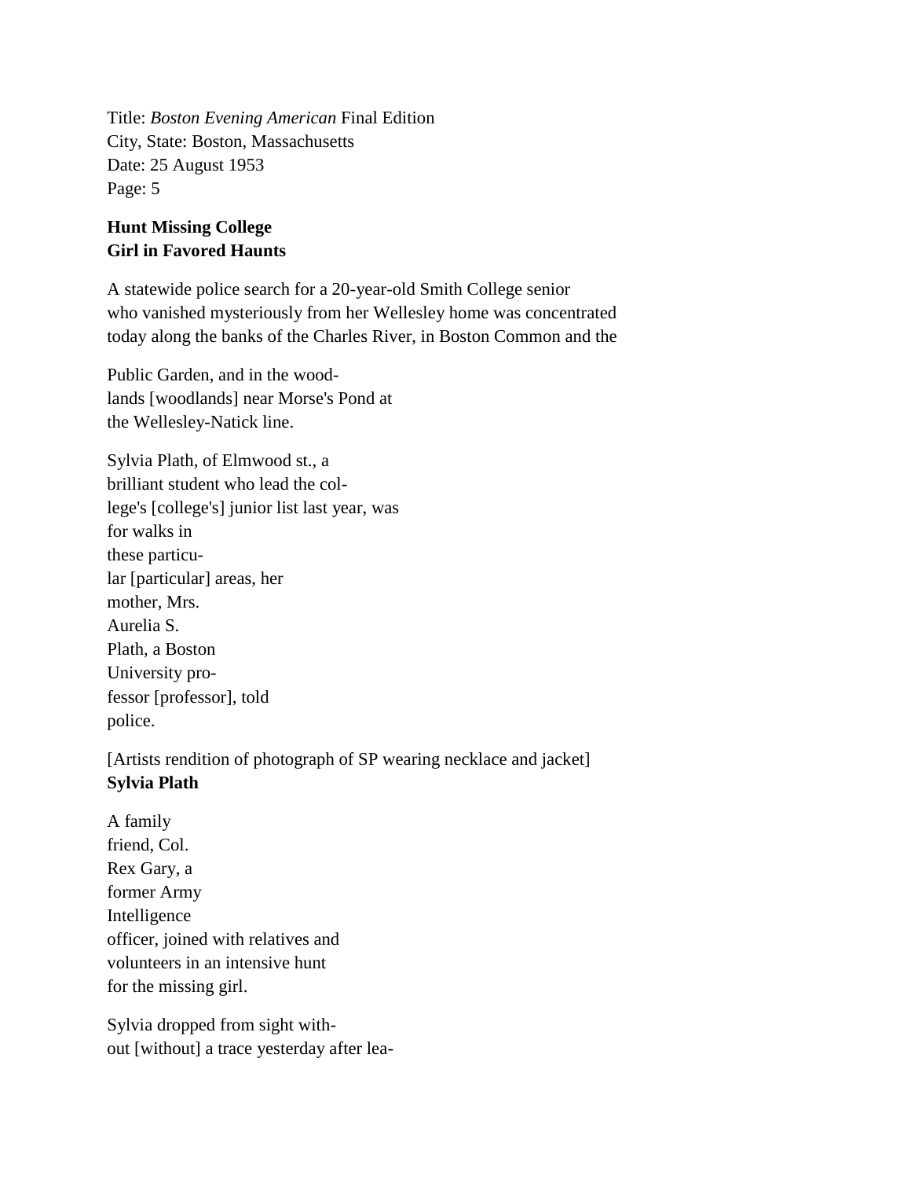Title: *Boston Evening American* Final Edition
City, State: Boston, Massachusetts
Date: 25 August 1953
Page: 5

**Hunt Missing College**
**Girl in Favored Haunts**

A statewide police search for a 20-year-old Smith College senior who vanished mysteriously from her Wellesley home was concentrated today along the banks of the Charles River, in Boston Common and the

Public Garden, and in the wood-lands [woodlands] near Morse's Pond at the Wellesley-Natick line.

Sylvia Plath, of Elmwood st., a brilliant student who lead the col-lege's [college's] junior list last year, was for walks in these particu-lar [particular] areas, her mother, Mrs. Aurelia S. Plath, a Boston University pro-fessor [professor], told police.

[Artists rendition of photograph of SP wearing necklace and jacket]
**Sylvia Plath**

A family friend, Col. Rex Gary, a former Army Intelligence officer, joined with relatives and volunteers in an intensive hunt for the missing girl.

Sylvia dropped from sight with-out [without] a trace yesterday after lea-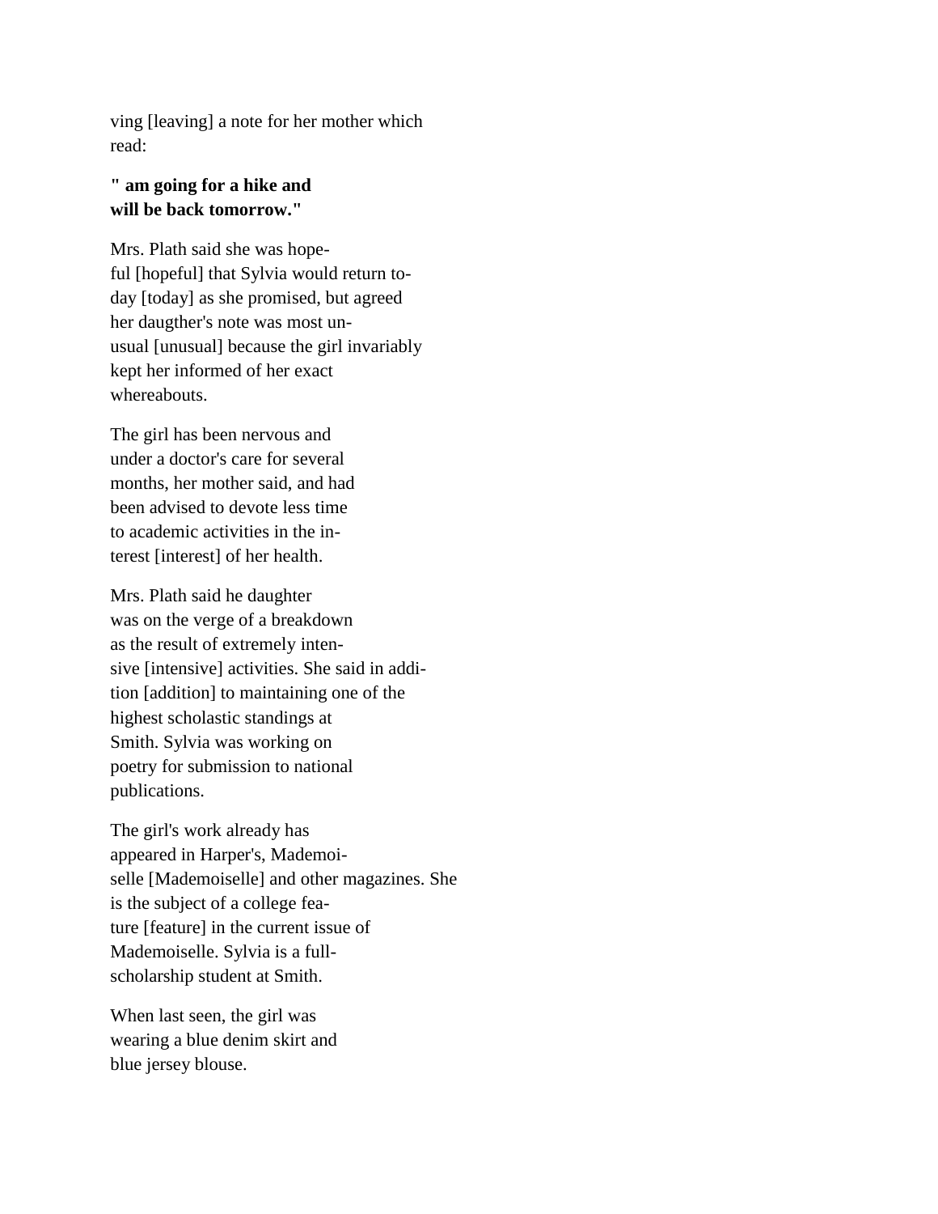ving [leaving] a note for her mother which read:

**" am going for a hike and will be back tomorrow."**

Mrs. Plath said she was hope- ful [hopeful] that Sylvia would return to- day [today] as she promised, but agreed her daugther's note was most un- usual [unusual] because the girl invariably kept her informed of her exact whereabouts.

The girl has been nervous and under a doctor's care for several months, her mother said, and had been advised to devote less time to academic activities in the in- terest [interest] of her health.

Mrs. Plath said he daughter was on the verge of a breakdown as the result of extremely inten- sive [intensive] activities. She said in addi- tion [addition] to maintaining one of the highest scholastic standings at Smith. Sylvia was working on poetry for submission to national publications.

The girl's work already has appeared in Harper's, Mademoi- selle [Mademoiselle] and other magazines. She is the subject of a college fea- ture [feature] in the current issue of Mademoiselle. Sylvia is a full- scholarship student at Smith.

When last seen, the girl was wearing a blue denim skirt and blue jersey blouse.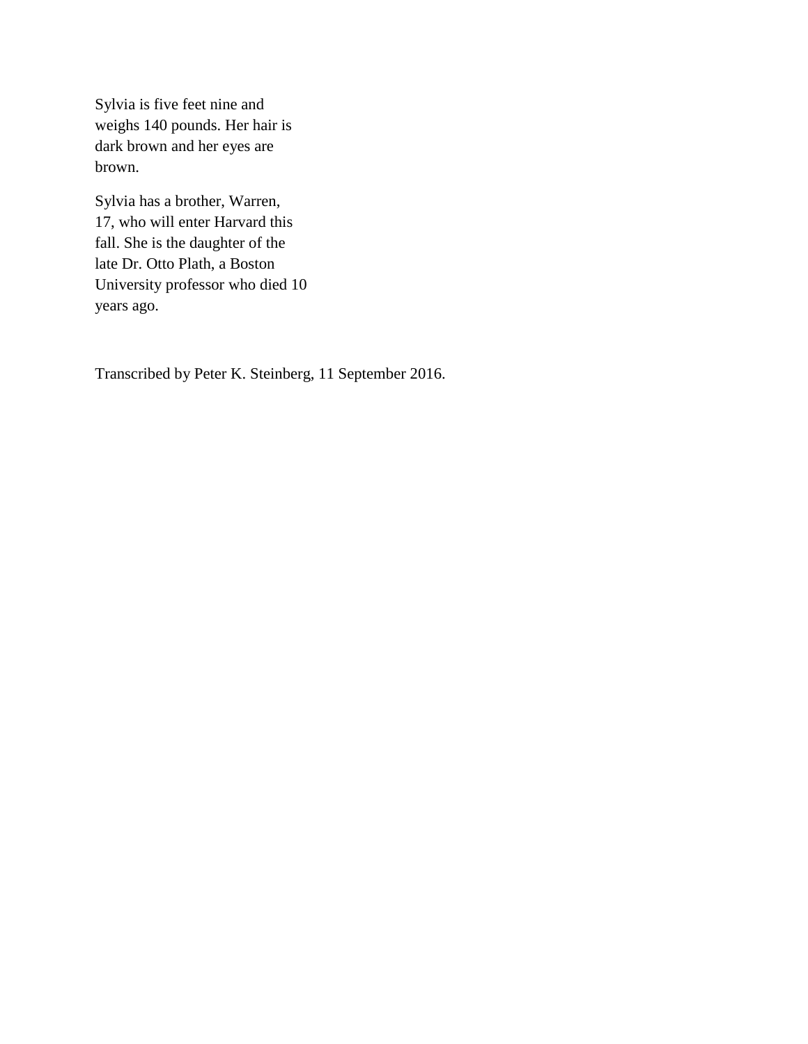Sylvia is five feet nine and weighs 140 pounds. Her hair is dark brown and her eyes are brown.

Sylvia has a brother, Warren, 17, who will enter Harvard this fall. She is the daughter of the late Dr. Otto Plath, a Boston University professor who died 10 years ago.

Transcribed by Peter K. Steinberg, 11 September 2016.